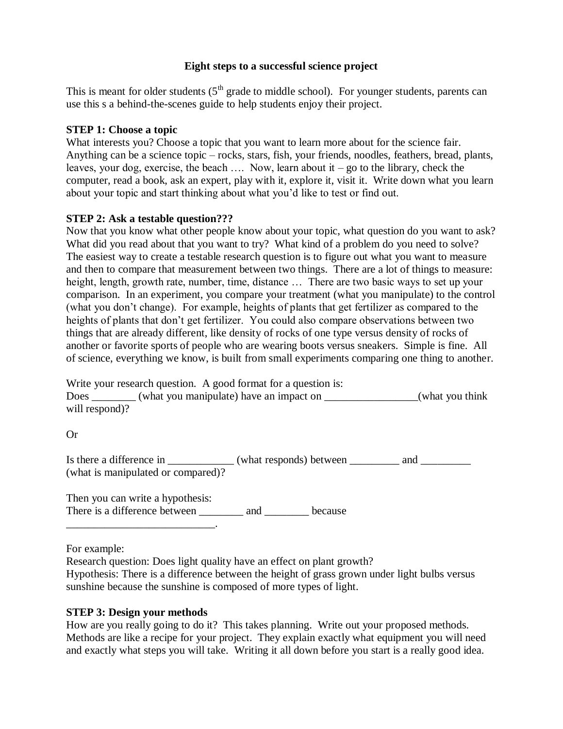# Eight steps to a successful science project

This is meant for older students (5th grade to middle school). For younger students, parents can use this s a behind-the-scenes guide to help students enjoy their project.

**STEP 1: Choose a topic**

What interests you? Choose a topic that you want to learn more about for the science fair. Anything can be a science topic – rocks, stars, fish, your friends, noodles, feathers, bread, plants, leaves, your dog, exercise, the beach …. Now, learn about it – go to the library, check the computer, read a book, ask an expert, play with it, explore it, visit it. Write down what you learn about your topic and start thinking about what you'd like to test or find out.

**STEP 2: Ask a testable question???**

Now that you know what other people know about your topic, what question do you want to ask? What did you read about that you want to try? What kind of a problem do you need to solve? The easiest way to create a testable research question is to figure out what you want to measure and then to compare that measurement between two things. There are a lot of things to measure: height, length, growth rate, number, time, distance … There are two basic ways to set up your comparison. In an experiment, you compare your treatment (what you manipulate) to the control (what you don't change). For example, heights of plants that get fertilizer as compared to the heights of plants that don't get fertilizer. You could also compare observations between two things that are already different, like density of rocks of one type versus density of rocks of another or favorite sports of people who are wearing boots versus sneakers. Simple is fine. All of science, everything we know, is built from small experiments comparing one thing to another.

Write your research question. A good format for a question is:
Does ________ (what you manipulate) have an impact on _________________(what you think will respond)?

Or

Is there a difference in ____________ (what responds) between _________ and _________ (what is manipulated or compared)?

Then you can write a hypothesis:
There is a difference between ________ and ________ because ___________________________.

For example:
Research question: Does light quality have an effect on plant growth?
Hypothesis: There is a difference between the height of grass grown under light bulbs versus sunshine because the sunshine is composed of more types of light.

**STEP 3: Design your methods**

How are you really going to do it? This takes planning. Write out your proposed methods. Methods are like a recipe for your project. They explain exactly what equipment you will need and exactly what steps you will take. Writing it all down before you start is a really good idea.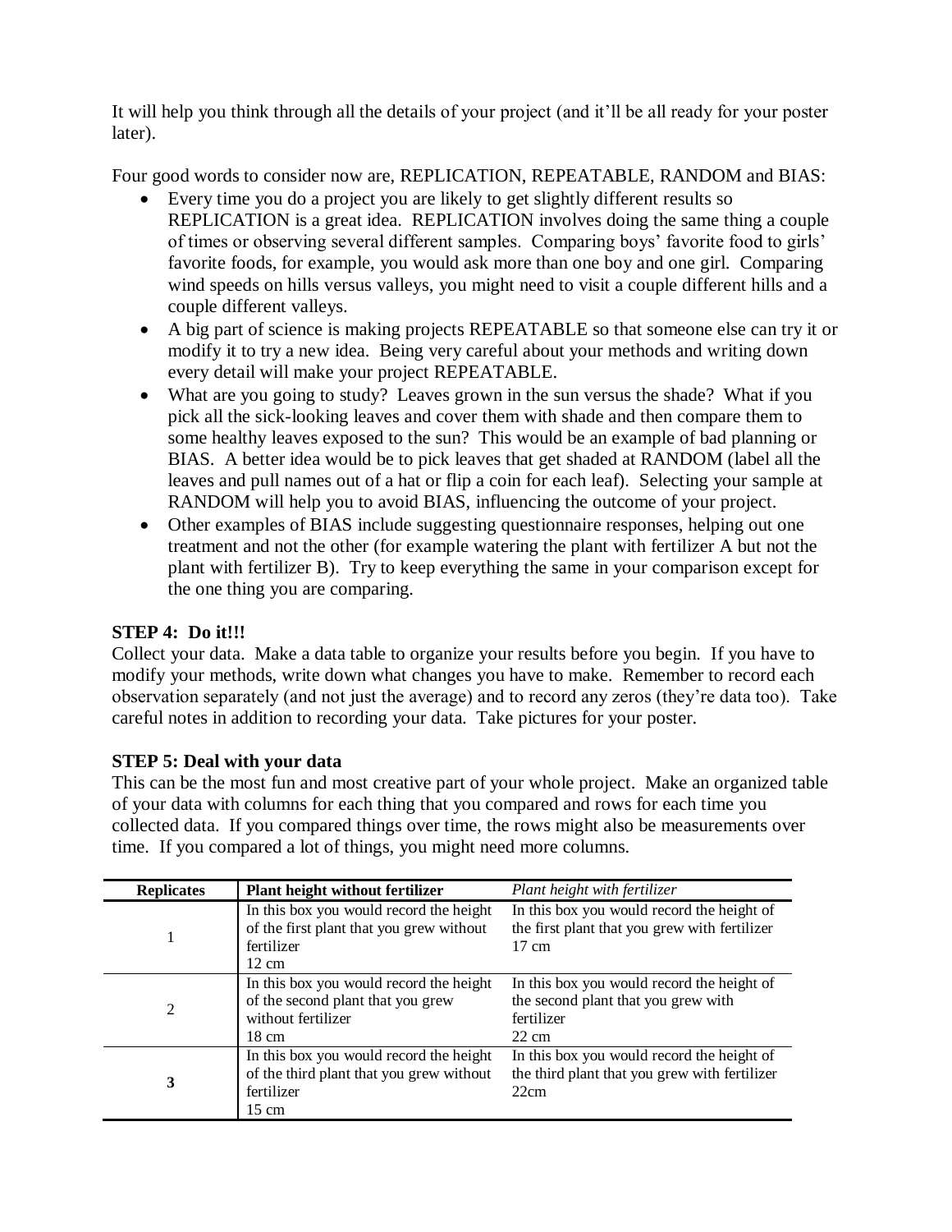It will help you think through all the details of your project (and it'll be all ready for your poster later).

Four good words to consider now are, REPLICATION, REPEATABLE, RANDOM and BIAS:

- Every time you do a project you are likely to get slightly different results so REPLICATION is a great idea. REPLICATION involves doing the same thing a couple of times or observing several different samples. Comparing boys' favorite food to girls' favorite foods, for example, you would ask more than one boy and one girl. Comparing wind speeds on hills versus valleys, you might need to visit a couple different hills and a couple different valleys.
- A big part of science is making projects REPEATABLE so that someone else can try it or modify it to try a new idea. Being very careful about your methods and writing down every detail will make your project REPEATABLE.
- What are you going to study? Leaves grown in the sun versus the shade? What if you pick all the sick-looking leaves and cover them with shade and then compare them to some healthy leaves exposed to the sun? This would be an example of bad planning or BIAS. A better idea would be to pick leaves that get shaded at RANDOM (label all the leaves and pull names out of a hat or flip a coin for each leaf). Selecting your sample at RANDOM will help you to avoid BIAS, influencing the outcome of your project.
- Other examples of BIAS include suggesting questionnaire responses, helping out one treatment and not the other (for example watering the plant with fertilizer A but not the plant with fertilizer B). Try to keep everything the same in your comparison except for the one thing you are comparing.

**STEP 4: Do it!!!**

Collect your data. Make a data table to organize your results before you begin. If you have to modify your methods, write down what changes you have to make. Remember to record each observation separately (and not just the average) and to record any zeros (they're data too). Take careful notes in addition to recording your data. Take pictures for your poster.

**STEP 5: Deal with your data**

This can be the most fun and most creative part of your whole project. Make an organized table of your data with columns for each thing that you compared and rows for each time you collected data. If you compared things over time, the rows might also be measurements over time. If you compared a lot of things, you might need more columns.

| **Replicates** | **Plant height without fertilizer** | *Plant height with fertilizer* |
|---|---|---|
| 1 | In this box you would record the height of the first plant that you grew without fertilizer 12 cm | In this box you would record the height of the first plant that you grew with fertilizer 17 cm |
| 2 | In this box you would record the height of the second plant that you grew without fertilizer 18 cm | In this box you would record the height of the second plant that you grew with fertilizer 22 cm |
| **3** | In this box you would record the height of the third plant that you grew without fertilizer 15 cm | In this box you would record the height of the third plant that you grew with fertilizer 22cm |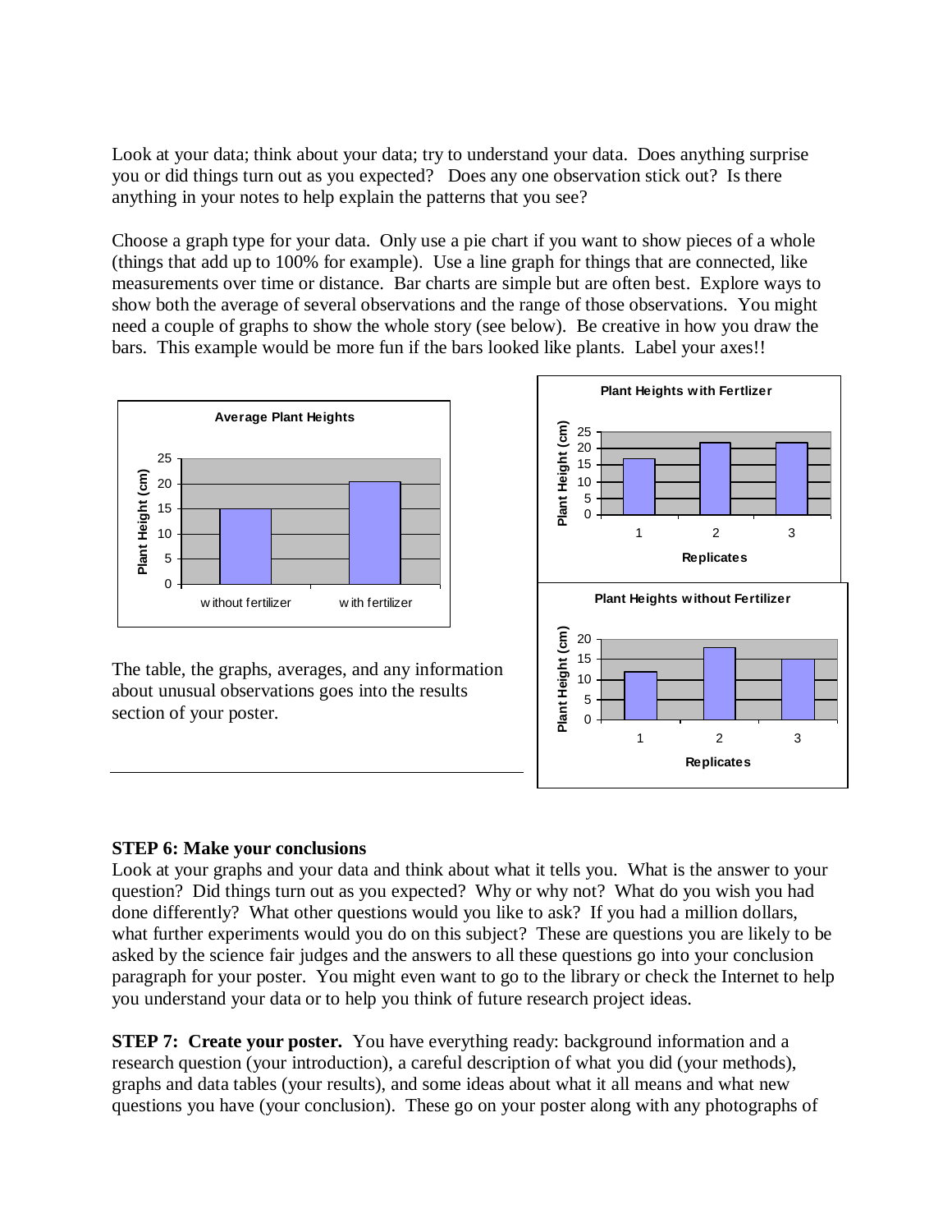Look at your data; think about your data; try to understand your data. Does anything surprise you or did things turn out as you expected? Does any one observation stick out? Is there anything in your notes to help explain the patterns that you see?

Choose a graph type for your data. Only use a pie chart if you want to show pieces of a whole (things that add up to 100% for example). Use a line graph for things that are connected, like measurements over time or distance. Bar charts are simple but are often best. Explore ways to show both the average of several observations and the range of those observations. You might need a couple of graphs to show the whole story (see below). Be creative in how you draw the bars. This example would be more fun if the bars looked like plants. Label your axes!!

The table, the graphs, averages, and any information about unusual observations goes into the results section of your poster.

**STEP 6: Make your conclusions**

Look at your graphs and your data and think about what it tells you. What is the answer to your question? Did things turn out as you expected? Why or why not? What do you wish you had done differently? What other questions would you like to ask? If you had a million dollars, what further experiments would you do on this subject? These are questions you are likely to be asked by the science fair judges and the answers to all these questions go into your conclusion paragraph for your poster. You might even want to go to the library or check the Internet to help you understand your data or to help you think of future research project ideas.

**STEP 7: Create your poster.** You have everything ready: background information and a research question (your introduction), a careful description of what you did (your methods), graphs and data tables (your results), and some ideas about what it all means and what new questions you have (your conclusion). These go on your poster along with any photographs of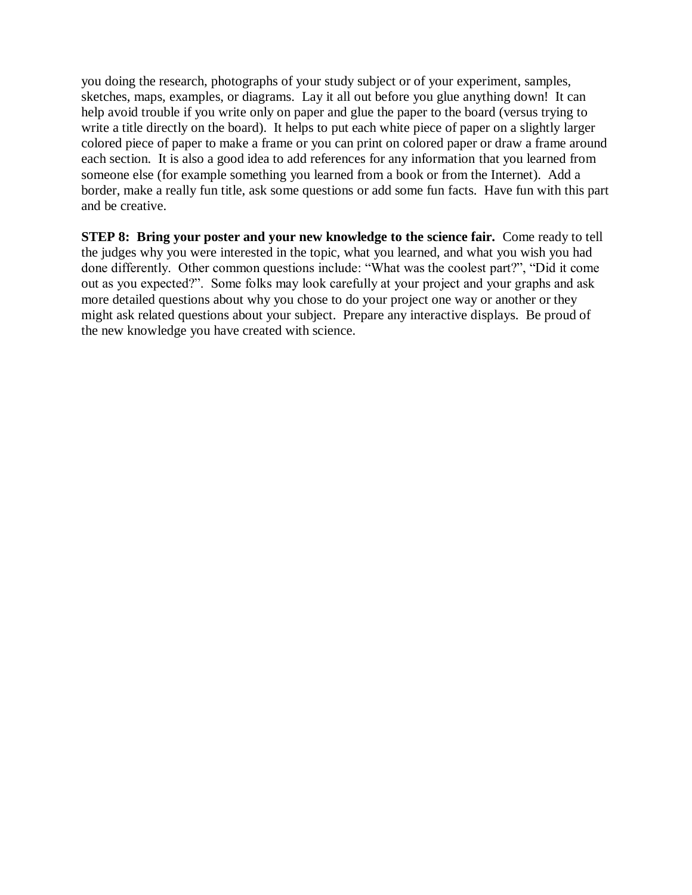you doing the research, photographs of your study subject or of your experiment, samples, sketches, maps, examples, or diagrams. Lay it all out before you glue anything down! It can help avoid trouble if you write only on paper and glue the paper to the board (versus trying to write a title directly on the board). It helps to put each white piece of paper on a slightly larger colored piece of paper to make a frame or you can print on colored paper or draw a frame around each section. It is also a good idea to add references for any information that you learned from someone else (for example something you learned from a book or from the Internet). Add a border, make a really fun title, ask some questions or add some fun facts. Have fun with this part and be creative.

**STEP 8: Bring your poster and your new knowledge to the science fair.** Come ready to tell the judges why you were interested in the topic, what you learned, and what you wish you had done differently. Other common questions include: "What was the coolest part?", "Did it come out as you expected?". Some folks may look carefully at your project and your graphs and ask more detailed questions about why you chose to do your project one way or another or they might ask related questions about your subject. Prepare any interactive displays. Be proud of the new knowledge you have created with science.